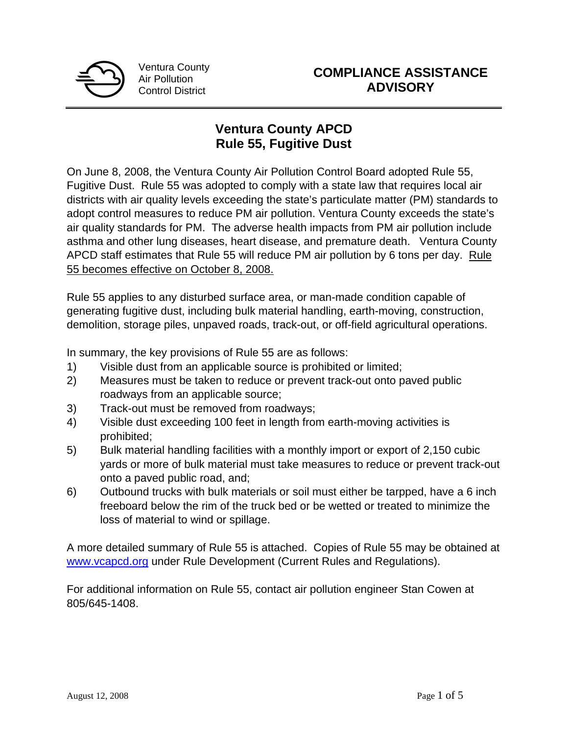Ventura County
Air Pollution
Control District

**COMPLIANCE ASSISTANCE ADVISORY**

# Ventura County APCD
# Rule 55, Fugitive Dust

On June 8, 2008, the Ventura County Air Pollution Control Board adopted Rule 55, Fugitive Dust. Rule 55 was adopted to comply with a state law that requires local air districts with air quality levels exceeding the state's particulate matter (PM) standards to adopt control measures to reduce PM air pollution. Ventura County exceeds the state's air quality standards for PM. The adverse health impacts from PM air pollution include asthma and other lung diseases, heart disease, and premature death. Ventura County APCD staff estimates that Rule 55 will reduce PM air pollution by 6 tons per day. Rule 55 becomes effective on October 8, 2008.

Rule 55 applies to any disturbed surface area, or man-made condition capable of generating fugitive dust, including bulk material handling, earth-moving, construction, demolition, storage piles, unpaved roads, track-out, or off-field agricultural operations.

In summary, the key provisions of Rule 55 are as follows:

1) Visible dust from an applicable source is prohibited or limited;
2) Measures must be taken to reduce or prevent track-out onto paved public roadways from an applicable source;
3) Track-out must be removed from roadways;
4) Visible dust exceeding 100 feet in length from earth-moving activities is prohibited;
5) Bulk material handling facilities with a monthly import or export of 2,150 cubic yards or more of bulk material must take measures to reduce or prevent track-out onto a paved public road, and;
6) Outbound trucks with bulk materials or soil must either be tarpped, have a 6 inch freeboard below the rim of the truck bed or be wetted or treated to minimize the loss of material to wind or spillage.

A more detailed summary of Rule 55 is attached. Copies of Rule 55 may be obtained at [www.vcapcd.org](http://www.vcapcd.org) under Rule Development (Current Rules and Regulations).

For additional information on Rule 55, contact air pollution engineer Stan Cowen at 805/645-1408.

August 12, 2008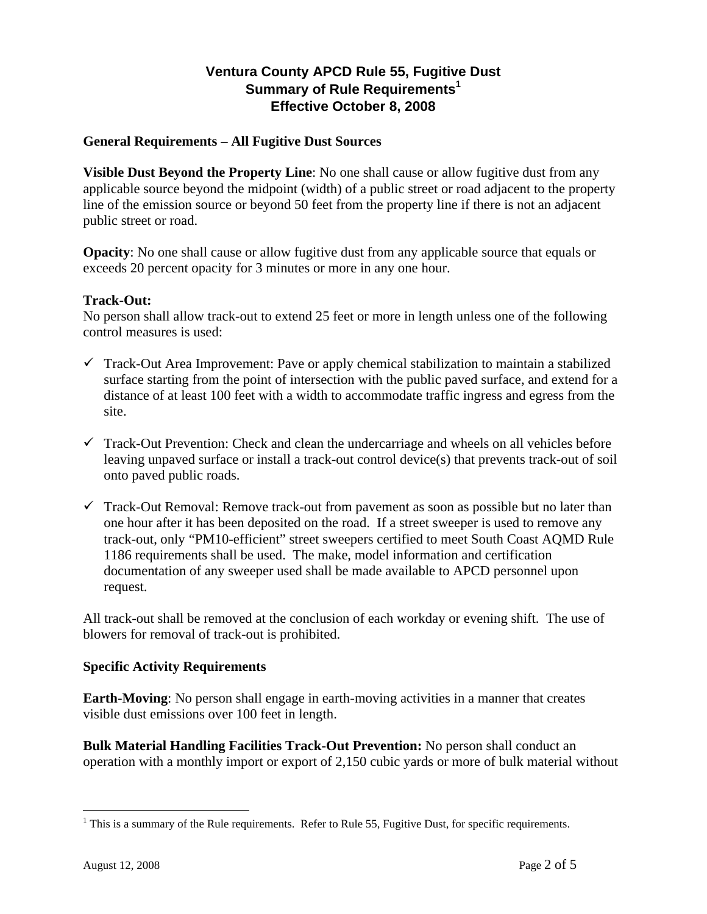# Ventura County APCD Rule 55, Fugitive Dust
## Summary of Rule Requirements[1]
## Effective October 8, 2008

### General Requirements – All Fugitive Dust Sources

**Visible Dust Beyond the Property Line**: No one shall cause or allow fugitive dust from any applicable source beyond the midpoint (width) of a public street or road adjacent to the property line of the emission source or beyond 50 feet from the property line if there is not an adjacent public street or road.

**Opacity**: No one shall cause or allow fugitive dust from any applicable source that equals or exceeds 20 percent opacity for 3 minutes or more in any one hour.

**Track-Out:**
No person shall allow track-out to extend 25 feet or more in length unless one of the following control measures is used:

- ✓ Track-Out Area Improvement: Pave or apply chemical stabilization to maintain a stabilized surface starting from the point of intersection with the public paved surface, and extend for a distance of at least 100 feet with a width to accommodate traffic ingress and egress from the site.

- ✓ Track-Out Prevention: Check and clean the undercarriage and wheels on all vehicles before leaving unpaved surface or install a track-out control device(s) that prevents track-out of soil onto paved public roads.

- ✓ Track-Out Removal: Remove track-out from pavement as soon as possible but no later than one hour after it has been deposited on the road. If a street sweeper is used to remove any track-out, only "PM10-efficient" street sweepers certified to meet South Coast AQMD Rule 1186 requirements shall be used. The make, model information and certification documentation of any sweeper used shall be made available to APCD personnel upon request.

All track-out shall be removed at the conclusion of each workday or evening shift. The use of blowers for removal of track-out is prohibited.

### Specific Activity Requirements

**Earth-Moving**: No person shall engage in earth-moving activities in a manner that creates visible dust emissions over 100 feet in length.

**Bulk Material Handling Facilities Track-Out Prevention:** No person shall conduct an operation with a monthly import or export of 2,150 cubic yards or more of bulk material without

[1] This is a summary of the Rule requirements. Refer to Rule 55, Fugitive Dust, for specific requirements.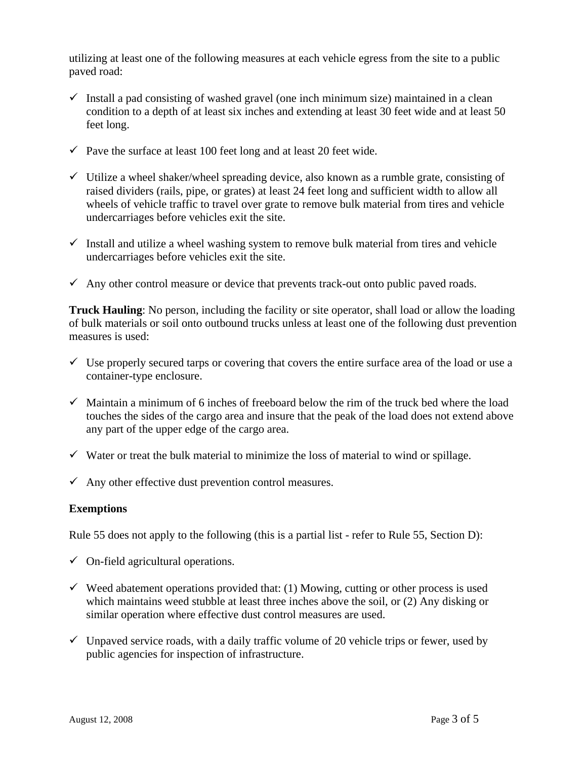utilizing at least one of the following measures at each vehicle egress from the site to a public paved road:

- ✓ Install a pad consisting of washed gravel (one inch minimum size) maintained in a clean condition to a depth of at least six inches and extending at least 30 feet wide and at least 50 feet long.

- ✓ Pave the surface at least 100 feet long and at least 20 feet wide.

- ✓ Utilize a wheel shaker/wheel spreading device, also known as a rumble grate, consisting of raised dividers (rails, pipe, or grates) at least 24 feet long and sufficient width to allow all wheels of vehicle traffic to travel over grate to remove bulk material from tires and vehicle undercarriages before vehicles exit the site.

- ✓ Install and utilize a wheel washing system to remove bulk material from tires and vehicle undercarriages before vehicles exit the site.

- ✓ Any other control measure or device that prevents track-out onto public paved roads.

**Truck Hauling**: No person, including the facility or site operator, shall load or allow the loading of bulk materials or soil onto outbound trucks unless at least one of the following dust prevention measures is used:

- ✓ Use properly secured tarps or covering that covers the entire surface area of the load or use a container-type enclosure.

- ✓ Maintain a minimum of 6 inches of freeboard below the rim of the truck bed where the load touches the sides of the cargo area and insure that the peak of the load does not extend above any part of the upper edge of the cargo area.

- ✓ Water or treat the bulk material to minimize the loss of material to wind or spillage.

- ✓ Any other effective dust prevention control measures.

**Exemptions**

Rule 55 does not apply to the following (this is a partial list - refer to Rule 55, Section D):

- ✓ On-field agricultural operations.

- ✓ Weed abatement operations provided that: (1) Mowing, cutting or other process is used which maintains weed stubble at least three inches above the soil, or (2) Any disking or similar operation where effective dust control measures are used.

- ✓ Unpaved service roads, with a daily traffic volume of 20 vehicle trips or fewer, used by public agencies for inspection of infrastructure.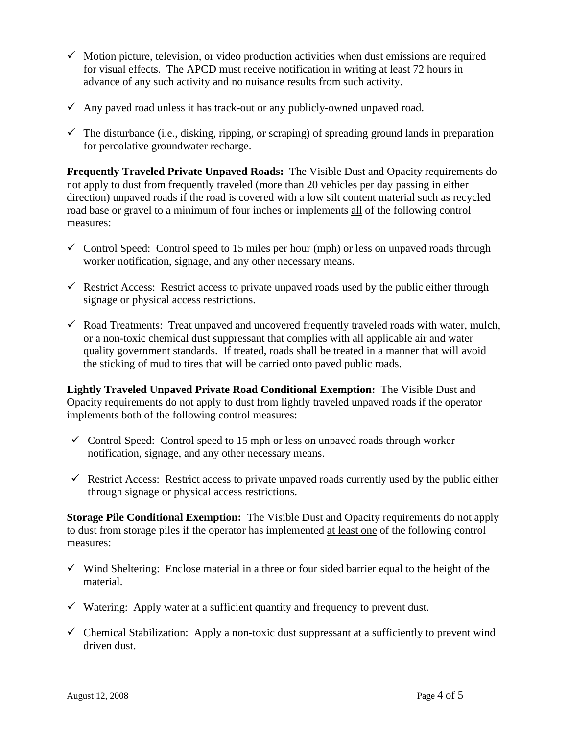- ✓ Motion picture, television, or video production activities when dust emissions are required for visual effects. The APCD must receive notification in writing at least 72 hours in advance of any such activity and no nuisance results from such activity.
- ✓ Any paved road unless it has track-out or any publicly-owned unpaved road.
- ✓ The disturbance (i.e., disking, ripping, or scraping) of spreading ground lands in preparation for percolative groundwater recharge.

**Frequently Traveled Private Unpaved Roads:** The Visible Dust and Opacity requirements do not apply to dust from frequently traveled (more than 20 vehicles per day passing in either direction) unpaved roads if the road is covered with a low silt content material such as recycled road base or gravel to a minimum of four inches or implements <u>all</u> of the following control measures:

- ✓ Control Speed: Control speed to 15 miles per hour (mph) or less on unpaved roads through worker notification, signage, and any other necessary means.
- ✓ Restrict Access: Restrict access to private unpaved roads used by the public either through signage or physical access restrictions.
- ✓ Road Treatments: Treat unpaved and uncovered frequently traveled roads with water, mulch, or a non-toxic chemical dust suppressant that complies with all applicable air and water quality government standards. If treated, roads shall be treated in a manner that will avoid the sticking of mud to tires that will be carried onto paved public roads.

**Lightly Traveled Unpaved Private Road Conditional Exemption:** The Visible Dust and Opacity requirements do not apply to dust from lightly traveled unpaved roads if the operator implements <u>both</u> of the following control measures:

- ✓ Control Speed: Control speed to 15 mph or less on unpaved roads through worker notification, signage, and any other necessary means.
- ✓ Restrict Access: Restrict access to private unpaved roads currently used by the public either through signage or physical access restrictions.

**Storage Pile Conditional Exemption:** The Visible Dust and Opacity requirements do not apply to dust from storage piles if the operator has implemented <u>at least one</u> of the following control measures:

- ✓ Wind Sheltering: Enclose material in a three or four sided barrier equal to the height of the material.
- ✓ Watering: Apply water at a sufficient quantity and frequency to prevent dust.
- ✓ Chemical Stabilization: Apply a non-toxic dust suppressant at a sufficiently to prevent wind driven dust.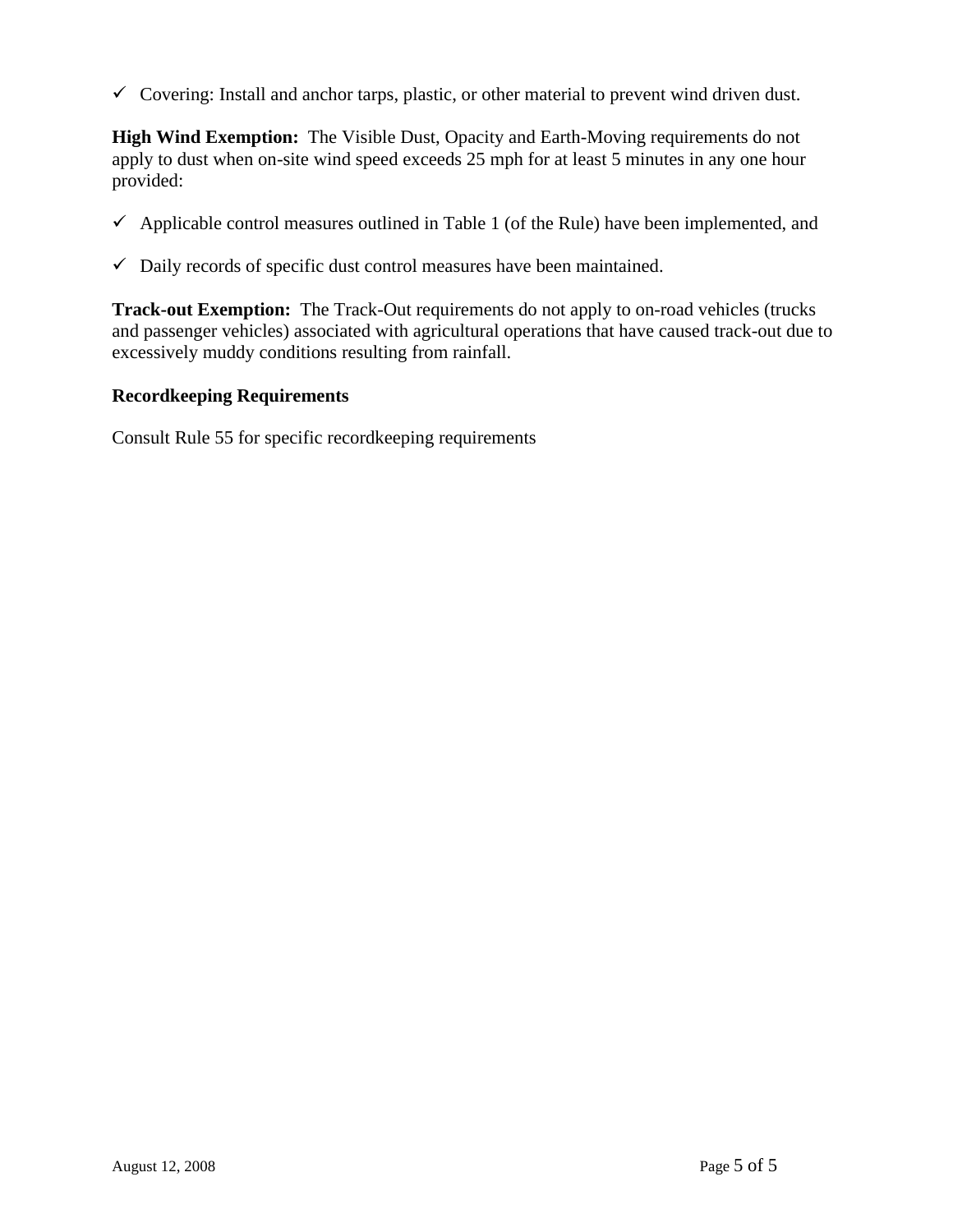- ✓ Covering: Install and anchor tarps, plastic, or other material to prevent wind driven dust.

**High Wind Exemption:** The Visible Dust, Opacity and Earth-Moving requirements do not apply to dust when on-site wind speed exceeds 25 mph for at least 5 minutes in any one hour provided:

- ✓ Applicable control measures outlined in Table 1 (of the Rule) have been implemented, and
- ✓ Daily records of specific dust control measures have been maintained.

**Track-out Exemption:** The Track-Out requirements do not apply to on-road vehicles (trucks and passenger vehicles) associated with agricultural operations that have caused track-out due to excessively muddy conditions resulting from rainfall.

**Recordkeeping Requirements**

Consult Rule 55 for specific recordkeeping requirements